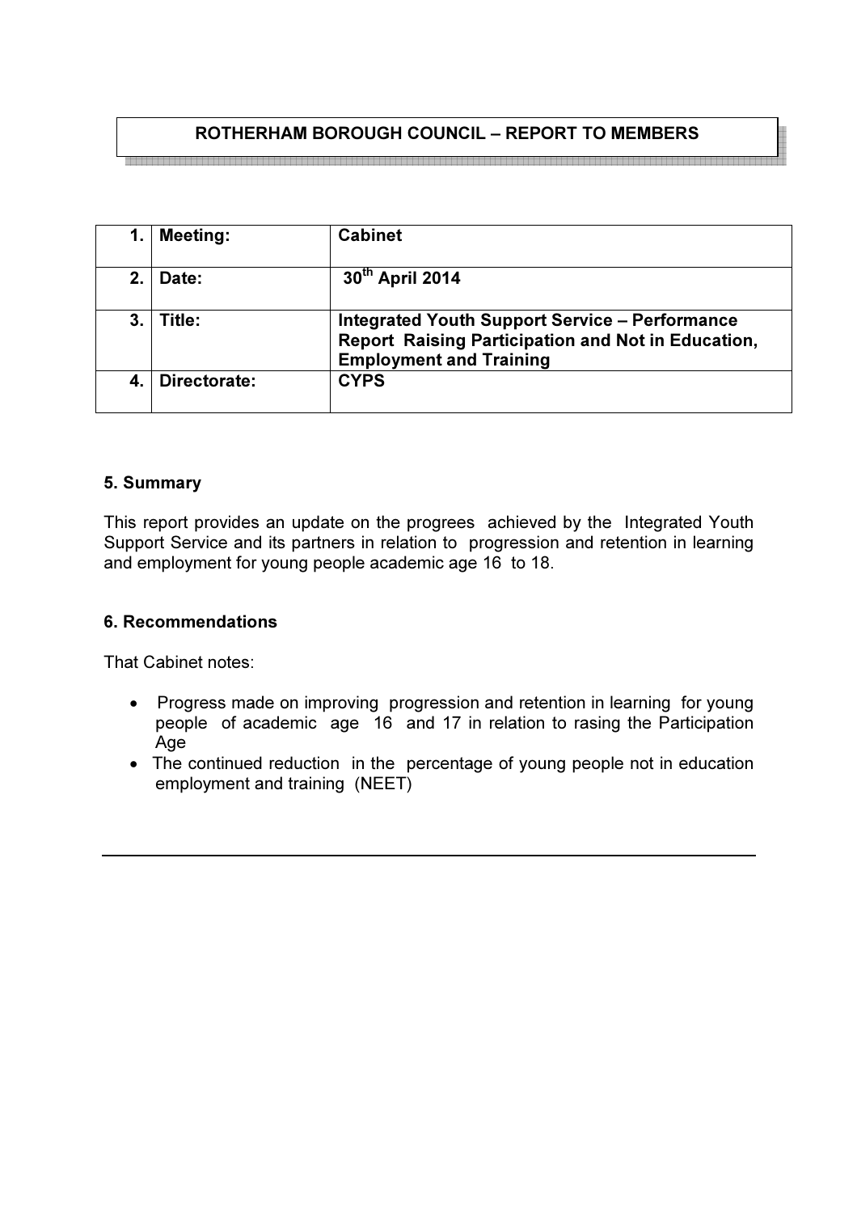# ROTHERHAM BOROUGH COUNCIL – REPORT TO MEMBERS

| | | |
|---|---|---|
| **1.** | **Meeting:** | **Cabinet** |
| **2.** | **Date:** | **30th April 2014** |
| **3.** | **Title:** | **Integrated Youth Support Service – Performance Report Raising Participation and Not in Education, Employment and Training** |
| **4.** | **Directorate:** | **CYPS** |

## 5. Summary

This report provides an update on the progrees achieved by the Integrated Youth Support Service and its partners in relation to progression and retention in learning and employment for young people academic age 16 to 18.

## 6. Recommendations

That Cabinet notes:

- Progress made on improving progression and retention in learning for young people of academic age 16 and 17 in relation to rasing the Participation Age
- The continued reduction in the percentage of young people not in education employment and training (NEET)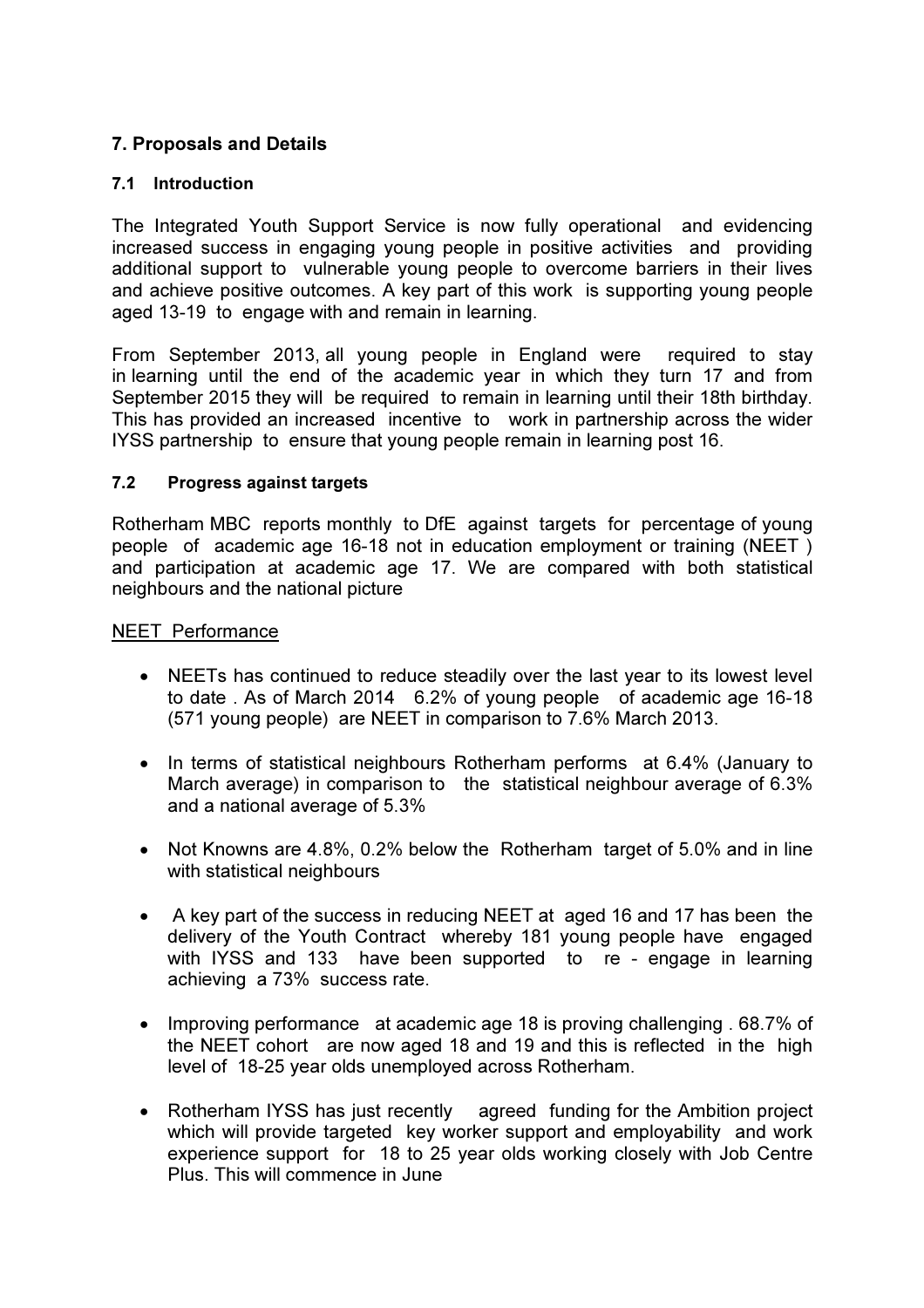## 7. Proposals and Details

### 7.1 Introduction

The Integrated Youth Support Service is now fully operational and evidencing increased success in engaging young people in positive activities and providing additional support to vulnerable young people to overcome barriers in their lives and achieve positive outcomes. A key part of this work is supporting young people aged 13-19 to engage with and remain in learning.

From September 2013, all young people in England were required to stay in learning until the end of the academic year in which they turn 17 and from September 2015 they will be required to remain in learning until their 18th birthday. This has provided an increased incentive to work in partnership across the wider IYSS partnership to ensure that young people remain in learning post 16.

### 7.2 Progress against targets

Rotherham MBC reports monthly to DfE against targets for percentage of young people of academic age 16-18 not in education employment or training (NEET ) and participation at academic age 17. We are compared with both statistical neighbours and the national picture

NEET Performance

- NEETs has continued to reduce steadily over the last year to its lowest level to date . As of March 2014 6.2% of young people of academic age 16-18 (571 young people) are NEET in comparison to 7.6% March 2013.
- In terms of statistical neighbours Rotherham performs at 6.4% (January to March average) in comparison to the statistical neighbour average of 6.3% and a national average of 5.3%
- Not Knowns are 4.8%, 0.2% below the Rotherham target of 5.0% and in line with statistical neighbours
- A key part of the success in reducing NEET at aged 16 and 17 has been the delivery of the Youth Contract whereby 181 young people have engaged with IYSS and 133 have been supported to re - engage in learning achieving a 73% success rate.
- Improving performance at academic age 18 is proving challenging . 68.7% of the NEET cohort are now aged 18 and 19 and this is reflected in the high level of 18-25 year olds unemployed across Rotherham.
- Rotherham IYSS has just recently agreed funding for the Ambition project which will provide targeted key worker support and employability and work experience support for 18 to 25 year olds working closely with Job Centre Plus. This will commence in June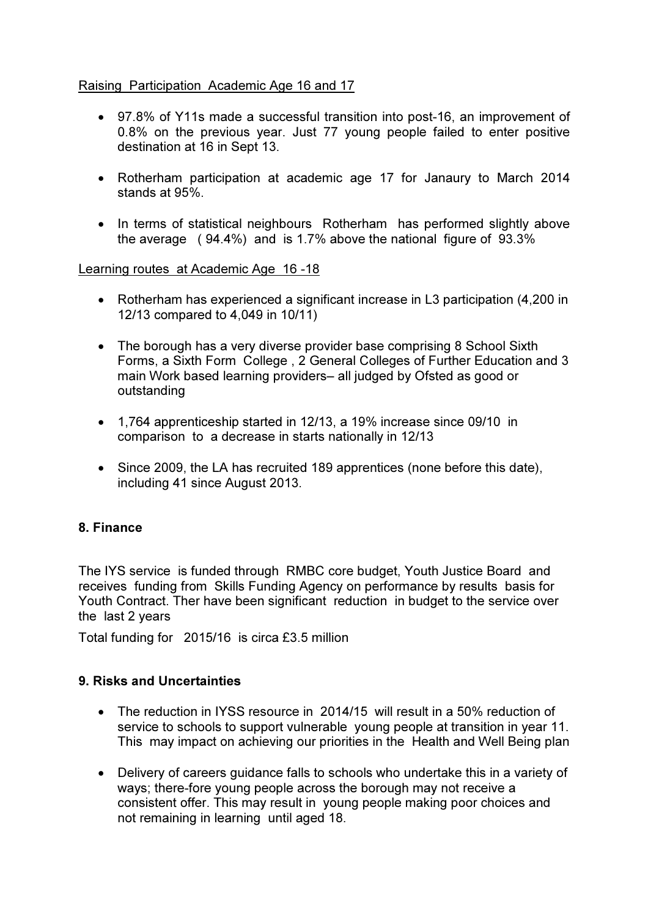Raising Participation Academic Age 16 and 17

- 97.8% of Y11s made a successful transition into post-16, an improvement of 0.8% on the previous year. Just 77 young people failed to enter positive destination at 16 in Sept 13.
- Rotherham participation at academic age 17 for Janaury to March 2014 stands at 95%.
- In terms of statistical neighbours Rotherham has performed slightly above the average (94.4%) and is 1.7% above the national figure of 93.3%

Learning routes at Academic Age 16 -18

- Rotherham has experienced a significant increase in L3 participation (4,200 in 12/13 compared to 4,049 in 10/11)
- The borough has a very diverse provider base comprising 8 School Sixth Forms, a Sixth Form College , 2 General Colleges of Further Education and 3 main Work based learning providers– all judged by Ofsted as good or outstanding
- 1,764 apprenticeship started in 12/13, a 19% increase since 09/10 in comparison to a decrease in starts nationally in 12/13
- Since 2009, the LA has recruited 189 apprentices (none before this date), including 41 since August 2013.

## 8. Finance

The IYS service is funded through RMBC core budget, Youth Justice Board and receives funding from Skills Funding Agency on performance by results basis for Youth Contract. Ther have been significant reduction in budget to the service over the last 2 years

Total funding for 2015/16 is circa £3.5 million

## 9. Risks and Uncertainties

- The reduction in IYSS resource in 2014/15 will result in a 50% reduction of service to schools to support vulnerable young people at transition in year 11. This may impact on achieving our priorities in the Health and Well Being plan
- Delivery of careers guidance falls to schools who undertake this in a variety of ways; there-fore young people across the borough may not receive a consistent offer. This may result in young people making poor choices and not remaining in learning until aged 18.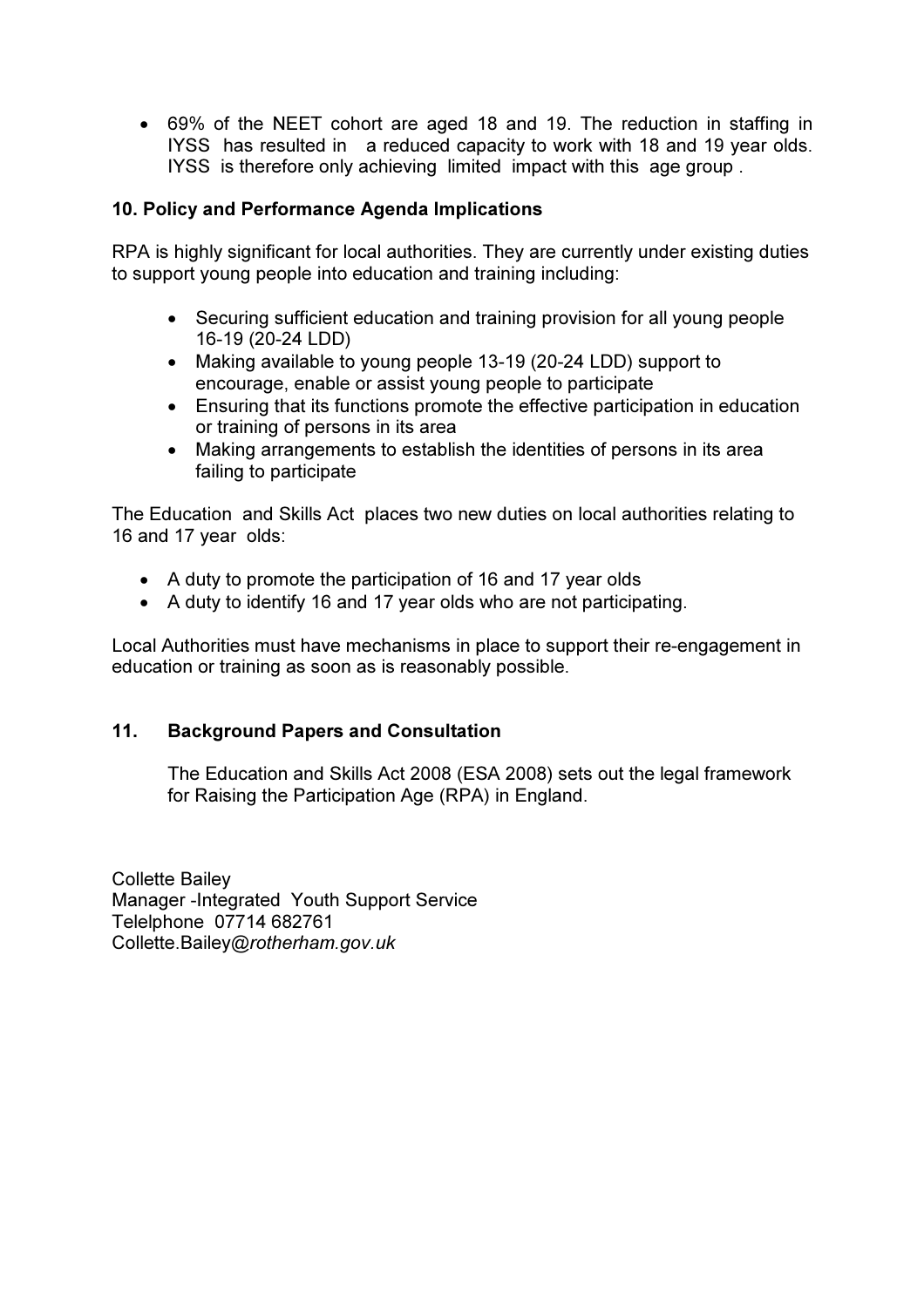- 69% of the NEET cohort are aged 18 and 19. The reduction in staffing in IYSS has resulted in a reduced capacity to work with 18 and 19 year olds. IYSS is therefore only achieving limited impact with this age group .

### 10. Policy and Performance Agenda Implications

RPA is highly significant for local authorities. They are currently under existing duties to support young people into education and training including:

- Securing sufficient education and training provision for all young people 16-19 (20-24 LDD)
- Making available to young people 13-19 (20-24 LDD) support to encourage, enable or assist young people to participate
- Ensuring that its functions promote the effective participation in education or training of persons in its area
- Making arrangements to establish the identities of persons in its area failing to participate

The Education and Skills Act places two new duties on local authorities relating to 16 and 17 year olds:

- A duty to promote the participation of 16 and 17 year olds
- A duty to identify 16 and 17 year olds who are not participating.

Local Authorities must have mechanisms in place to support their re-engagement in education or training as soon as is reasonably possible.

### 11. Background Papers and Consultation

The Education and Skills Act 2008 (ESA 2008) sets out the legal framework for Raising the Participation Age (RPA) in England.

Collette Bailey
Manager -Integrated Youth Support Service
Telelphone 07714 682761
Collette.Bailey@*rotherham.gov.uk*